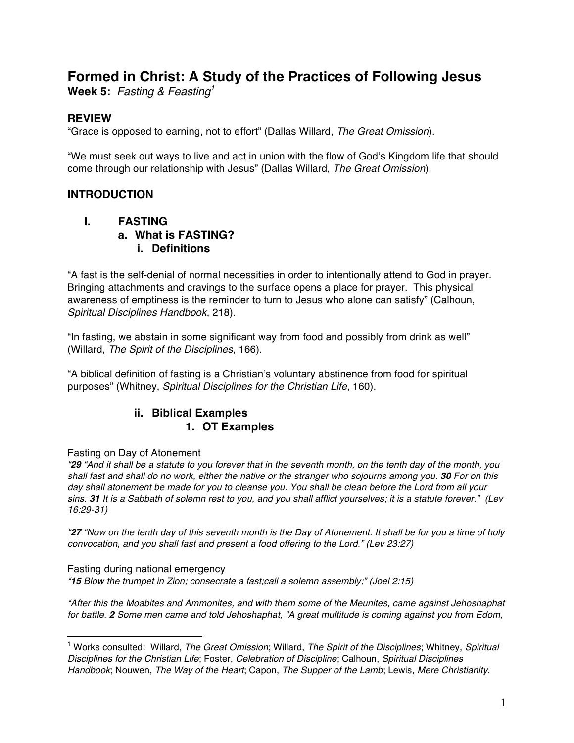# Formed in Christ: A Study of the Practices of Following Jesus

**Week 5:** *Fasting & Feasting*[1]

## REVIEW

"Grace is opposed to earning, not to effort" (Dallas Willard, *The Great Omission*).

"We must seek out ways to live and act in union with the flow of God's Kingdom life that should come through our relationship with Jesus" (Dallas Willard, *The Great Omission*).

## INTRODUCTION

### I. FASTING

#### a. What is FASTING?

##### i. Definitions

"A fast is the self-denial of normal necessities in order to intentionally attend to God in prayer. Bringing attachments and cravings to the surface opens a place for prayer. This physical awareness of emptiness is the reminder to turn to Jesus who alone can satisfy" (Calhoun, *Spiritual Disciplines Handbook*, 218).

"In fasting, we abstain in some significant way from food and possibly from drink as well" (Willard, *The Spirit of the Disciplines*, 166).

"A biblical definition of fasting is a Christian's voluntary abstinence from food for spiritual purposes" (Whitney, *Spiritual Disciplines for the Christian Life*, 160).

##### ii. Biblical Examples

###### 1. OT Examples

<u>Fasting on Day of Atonement</u>

*"**29** "And it shall be a statute to you forever that in the seventh month, on the tenth day of the month, you shall fast and shall do no work, either the native or the stranger who sojourns among you. **30** For on this day shall atonement be made for you to cleanse you. You shall be clean before the Lord from all your sins. **31** It is a Sabbath of solemn rest to you, and you shall afflict yourselves; it is a statute forever." (Lev 16:29-31)*

*"**27** "Now on the tenth day of this seventh month is the Day of Atonement. It shall be for you a time of holy convocation, and you shall fast and present a food offering to the Lord." (Lev 23:27)*

<u>Fasting during national emergency</u>

*"**15** Blow the trumpet in Zion; consecrate a fast;call a solemn assembly;" (Joel 2:15)*

*"After this the Moabites and Ammonites, and with them some of the Meunites, came against Jehoshaphat for battle. **2** Some men came and told Jehoshaphat, "A great multitude is coming against you from Edom,*

---

[1] Works consulted: Willard, *The Great Omission*; Willard, *The Spirit of the Disciplines*; Whitney, *Spiritual Disciplines for the Christian Life*; Foster, *Celebration of Discipline*; Calhoun, *Spiritual Disciplines Handbook*; Nouwen, *The Way of the Heart*; Capon, *The Supper of the Lamb*; Lewis, *Mere Christianity*.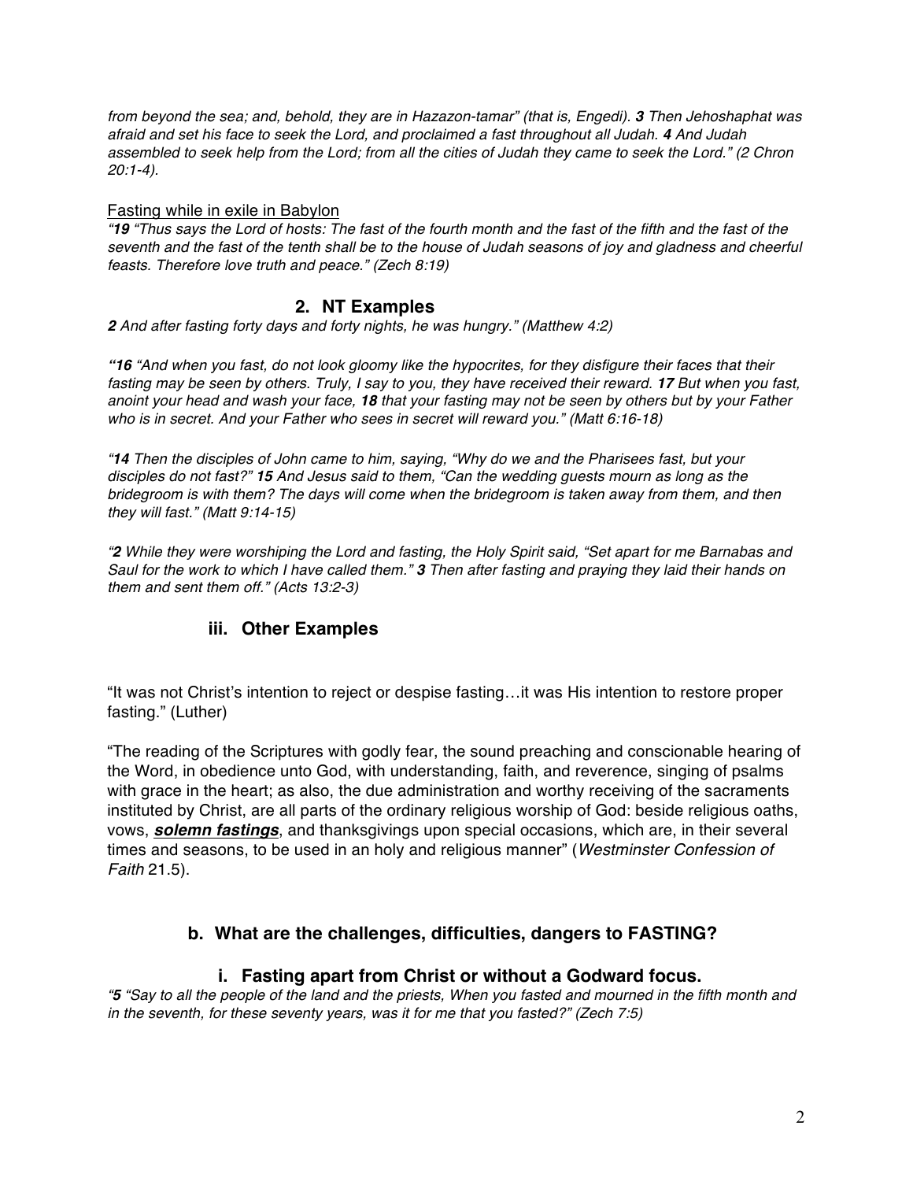*from beyond the sea; and, behold, they are in Hazazon-tamar" (that is, Engedi). **3** Then Jehoshaphat was afraid and set his face to seek the Lord, and proclaimed a fast throughout all Judah. **4** And Judah assembled to seek help from the Lord; from all the cities of Judah they came to seek the Lord." (2 Chron 20:1-4).*

<u>Fasting while in exile in Babylon</u>

*"**19** "Thus says the Lord of hosts: The fast of the fourth month and the fast of the fifth and the fast of the seventh and the fast of the tenth shall be to the house of Judah seasons of joy and gladness and cheerful feasts. Therefore love truth and peace." (Zech 8:19)*

## 2. NT Examples

***2** And after fasting forty days and forty nights, he was hungry." (Matthew 4:2)*

*"**16** "And when you fast, do not look gloomy like the hypocrites, for they disfigure their faces that their fasting may be seen by others. Truly, I say to you, they have received their reward. **17** But when you fast, anoint your head and wash your face, **18** that your fasting may not be seen by others but by your Father who is in secret. And your Father who sees in secret will reward you." (Matt 6:16-18)*

*"**14** Then the disciples of John came to him, saying, "Why do we and the Pharisees fast, but your disciples do not fast?" **15** And Jesus said to them, "Can the wedding guests mourn as long as the bridegroom is with them? The days will come when the bridegroom is taken away from them, and then they will fast." (Matt 9:14-15)*

*"**2** While they were worshiping the Lord and fasting, the Holy Spirit said, "Set apart for me Barnabas and Saul for the work to which I have called them." **3** Then after fasting and praying they laid their hands on them and sent them off." (Acts 13:2-3)*

### iii. Other Examples

"It was not Christ's intention to reject or despise fasting…it was His intention to restore proper fasting." (Luther)

"The reading of the Scriptures with godly fear, the sound preaching and conscionable hearing of the Word, in obedience unto God, with understanding, faith, and reverence, singing of psalms with grace in the heart; as also, the due administration and worthy receiving of the sacraments instituted by Christ, are all parts of the ordinary religious worship of God: beside religious oaths, vows, ***<u>solemn fastings</u>***, and thanksgivings upon special occasions, which are, in their several times and seasons, to be used in an holy and religious manner" (*Westminster Confession of Faith* 21.5).

## b. What are the challenges, difficulties, dangers to FASTING?

### i. Fasting apart from Christ or without a Godward focus.

*"**5** "Say to all the people of the land and the priests, When you fasted and mourned in the fifth month and in the seventh, for these seventy years, was it for me that you fasted?" (Zech 7:5)*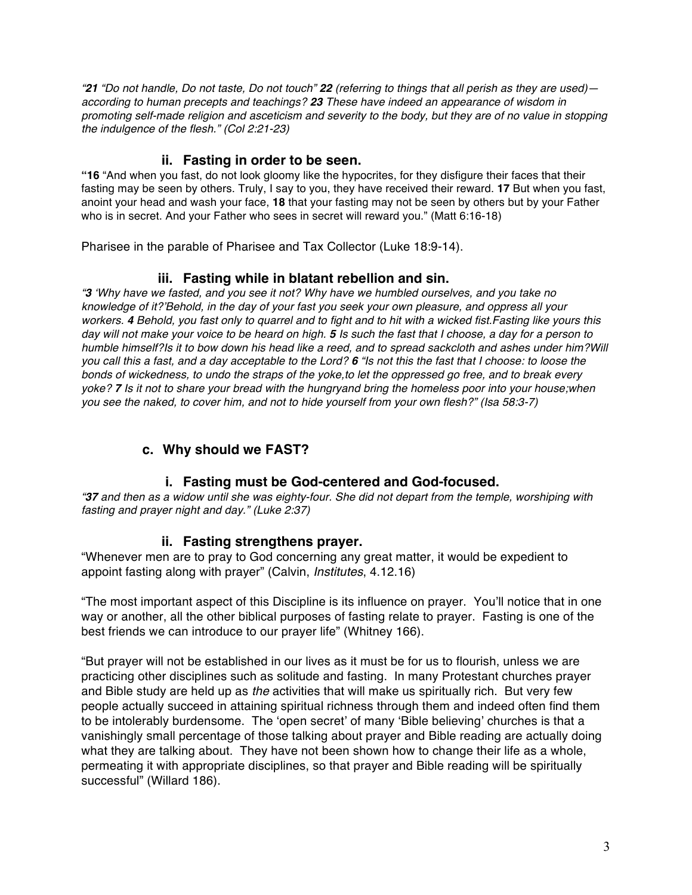*"**21** "Do not handle, Do not taste, Do not touch" **22** (referring to things that all perish as they are used)—according to human precepts and teachings? **23** These have indeed an appearance of wisdom in promoting self-made religion and asceticism and severity to the body, but they are of no value in stopping the indulgence of the flesh." (Col 2:21-23)*

### ii. Fasting in order to be seen.

**"16** "And when you fast, do not look gloomy like the hypocrites, for they disfigure their faces that their fasting may be seen by others. Truly, I say to you, they have received their reward. **17** But when you fast, anoint your head and wash your face, **18** that your fasting may not be seen by others but by your Father who is in secret. And your Father who sees in secret will reward you." (Matt 6:16-18)

Pharisee in the parable of Pharisee and Tax Collector (Luke 18:9-14).

### iii. Fasting while in blatant rebellion and sin.

*"**3** 'Why have we fasted, and you see it not? Why have we humbled ourselves, and you take no knowledge of it?'Behold, in the day of your fast you seek your own pleasure, and oppress all your workers. **4** Behold, you fast only to quarrel and to fight and to hit with a wicked fist.Fasting like yours this day will not make your voice to be heard on high. **5** Is such the fast that I choose, a day for a person to humble himself?Is it to bow down his head like a reed, and to spread sackcloth and ashes under him?Will you call this a fast, and a day acceptable to the Lord? **6** "Is not this the fast that I choose: to loose the bonds of wickedness, to undo the straps of the yoke,to let the oppressed go free, and to break every yoke? **7** Is it not to share your bread with the hungryand bring the homeless poor into your house;when you see the naked, to cover him, and not to hide yourself from your own flesh?" (Isa 58:3-7)*

## c. Why should we FAST?

### i. Fasting must be God-centered and God-focused.

*"**37** and then as a widow until she was eighty-four. She did not depart from the temple, worshiping with fasting and prayer night and day." (Luke 2:37)*

### ii. Fasting strengthens prayer.

"Whenever men are to pray to God concerning any great matter, it would be expedient to appoint fasting along with prayer" (Calvin, *Institutes*, 4.12.16)

"The most important aspect of this Discipline is its influence on prayer. You'll notice that in one way or another, all the other biblical purposes of fasting relate to prayer. Fasting is one of the best friends we can introduce to our prayer life" (Whitney 166).

"But prayer will not be established in our lives as it must be for us to flourish, unless we are practicing other disciplines such as solitude and fasting. In many Protestant churches prayer and Bible study are held up as *the* activities that will make us spiritually rich. But very few people actually succeed in attaining spiritual richness through them and indeed often find them to be intolerably burdensome. The 'open secret' of many 'Bible believing' churches is that a vanishingly small percentage of those talking about prayer and Bible reading are actually doing what they are talking about. They have not been shown how to change their life as a whole, permeating it with appropriate disciplines, so that prayer and Bible reading will be spiritually successful" (Willard 186).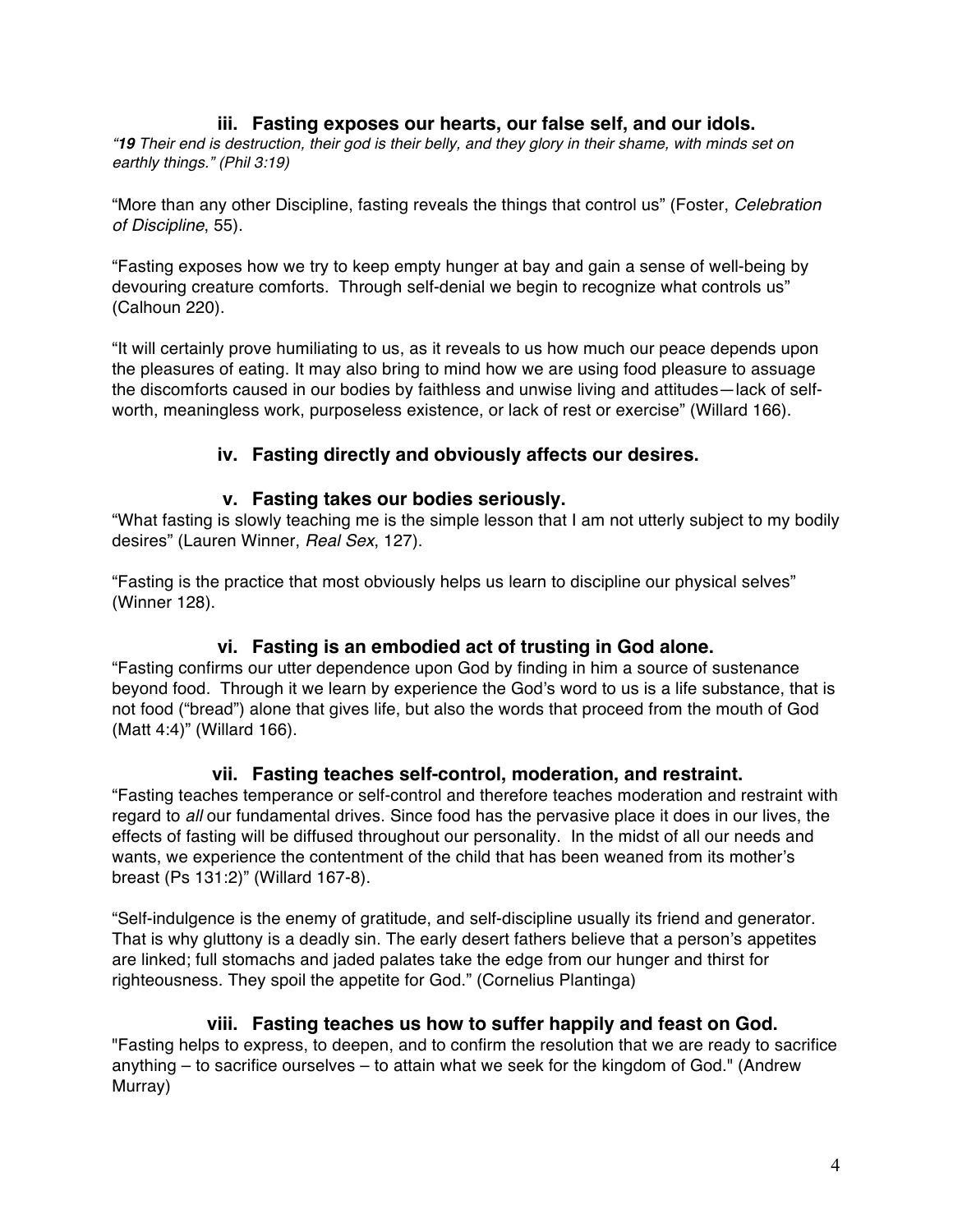### iii. Fasting exposes our hearts, our false self, and our idols.

*"**19** Their end is destruction, their god is their belly, and they glory in their shame, with minds set on earthly things." (Phil 3:19)*

"More than any other Discipline, fasting reveals the things that control us" (Foster, *Celebration of Discipline*, 55).

"Fasting exposes how we try to keep empty hunger at bay and gain a sense of well-being by devouring creature comforts. Through self-denial we begin to recognize what controls us" (Calhoun 220).

"It will certainly prove humiliating to us, as it reveals to us how much our peace depends upon the pleasures of eating. It may also bring to mind how we are using food pleasure to assuage the discomforts caused in our bodies by faithless and unwise living and attitudes—lack of self-worth, meaningless work, purposeless existence, or lack of rest or exercise" (Willard 166).

### iv. Fasting directly and obviously affects our desires.

### v. Fasting takes our bodies seriously.

"What fasting is slowly teaching me is the simple lesson that I am not utterly subject to my bodily desires" (Lauren Winner, *Real Sex*, 127).

"Fasting is the practice that most obviously helps us learn to discipline our physical selves" (Winner 128).

### vi. Fasting is an embodied act of trusting in God alone.

"Fasting confirms our utter dependence upon God by finding in him a source of sustenance beyond food. Through it we learn by experience the God's word to us is a life substance, that is not food ("bread") alone that gives life, but also the words that proceed from the mouth of God (Matt 4:4)" (Willard 166).

### vii. Fasting teaches self-control, moderation, and restraint.

"Fasting teaches temperance or self-control and therefore teaches moderation and restraint with regard to *all* our fundamental drives. Since food has the pervasive place it does in our lives, the effects of fasting will be diffused throughout our personality. In the midst of all our needs and wants, we experience the contentment of the child that has been weaned from its mother's breast (Ps 131:2)" (Willard 167-8).

"Self-indulgence is the enemy of gratitude, and self-discipline usually its friend and generator. That is why gluttony is a deadly sin. The early desert fathers believe that a person's appetites are linked; full stomachs and jaded palates take the edge from our hunger and thirst for righteousness. They spoil the appetite for God." (Cornelius Plantinga)

### viii. Fasting teaches us how to suffer happily and feast on God.

"Fasting helps to express, to deepen, and to confirm the resolution that we are ready to sacrifice anything – to sacrifice ourselves – to attain what we seek for the kingdom of God." (Andrew Murray)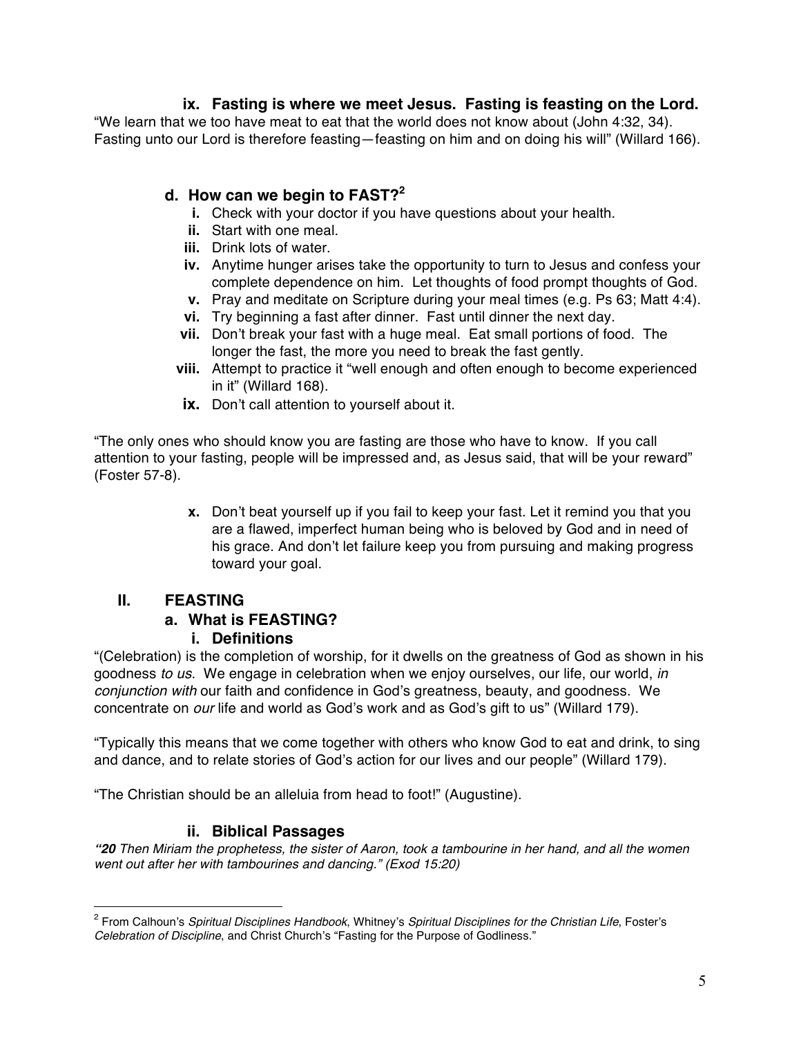### ix. Fasting is where we meet Jesus. Fasting is feasting on the Lord.

"We learn that we too have meat to eat that the world does not know about (John 4:32, 34). Fasting unto our Lord is therefore feasting—feasting on him and on doing his will" (Willard 166).

## d. How can we begin to FAST?[2]

- **i.** Check with your doctor if you have questions about your health.
- **ii.** Start with one meal.
- **iii.** Drink lots of water.
- **iv.** Anytime hunger arises take the opportunity to turn to Jesus and confess your complete dependence on him. Let thoughts of food prompt thoughts of God.
- **v.** Pray and meditate on Scripture during your meal times (e.g. Ps 63; Matt 4:4).
- **vi.** Try beginning a fast after dinner. Fast until dinner the next day.
- **vii.** Don't break your fast with a huge meal. Eat small portions of food. The longer the fast, the more you need to break the fast gently.
- **viii.** Attempt to practice it "well enough and often enough to become experienced in it" (Willard 168).
- **ix.** Don't call attention to yourself about it.

"The only ones who should know you are fasting are those who have to know. If you call attention to your fasting, people will be impressed and, as Jesus said, that will be your reward" (Foster 57-8).

- **x.** Don't beat yourself up if you fail to keep your fast. Let it remind you that you are a flawed, imperfect human being who is beloved by God and in need of his grace. And don't let failure keep you from pursuing and making progress toward your goal.

# II. FEASTING

## a. What is FEASTING?

### i. Definitions

"(Celebration) is the completion of worship, for it dwells on the greatness of God as shown in his goodness *to us*. We engage in celebration when we enjoy ourselves, our life, our world, *in conjunction with* our faith and confidence in God's greatness, beauty, and goodness. We concentrate on *our* life and world as God's work and as God's gift to us" (Willard 179).

"Typically this means that we come together with others who know God to eat and drink, to sing and dance, and to relate stories of God's action for our lives and our people" (Willard 179).

"The Christian should be an alleluia from head to foot!" (Augustine).

### ii. Biblical Passages

*"**20** Then Miriam the prophetess, the sister of Aaron, took a tambourine in her hand, and all the women went out after her with tambourines and dancing." (Exod 15:20)*

---

[2] From Calhoun's *Spiritual Disciplines Handbook*, Whitney's *Spiritual Disciplines for the Christian Life*, Foster's *Celebration of Discipline*, and Christ Church's "Fasting for the Purpose of Godliness."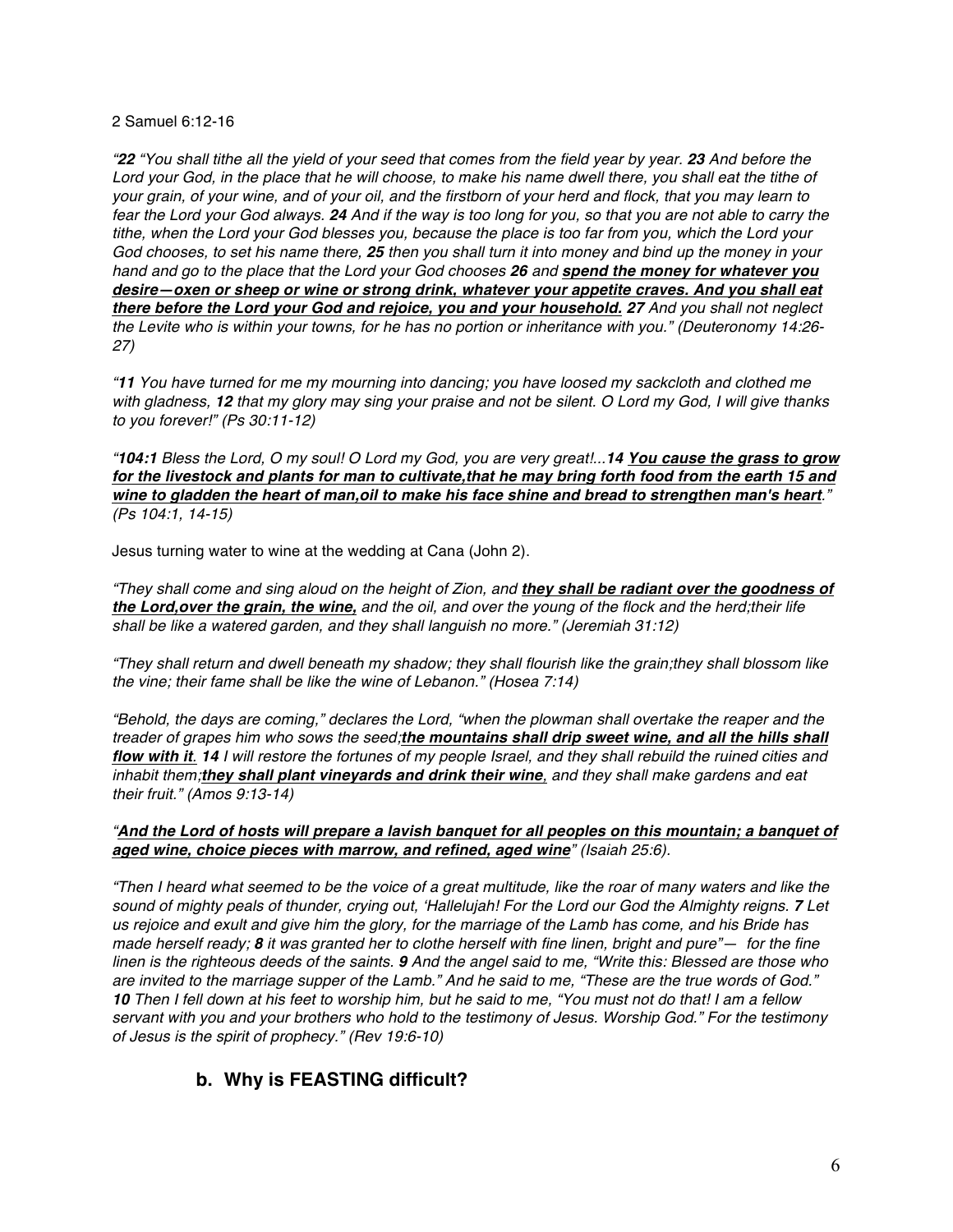2 Samuel 6:12-16

*"**22** "You shall tithe all the yield of your seed that comes from the field year by year. **23** And before the Lord your God, in the place that he will choose, to make his name dwell there, you shall eat the tithe of your grain, of your wine, and of your oil, and the firstborn of your herd and flock, that you may learn to fear the Lord your God always. **24** And if the way is too long for you, so that you are not able to carry the tithe, when the Lord your God blesses you, because the place is too far from you, which the Lord your God chooses, to set his name there, **25** then you shall turn it into money and bind up the money in your hand and go to the place that the Lord your God chooses **26** and **<u>spend the money for whatever you desire—oxen or sheep or wine or strong drink, whatever your appetite craves. And you shall eat there before the Lord your God and rejoice, you and your household.</u>** **27** And you shall not neglect the Levite who is within your towns, for he has no portion or inheritance with you." (Deuteronomy 14:26-27)*

*"**11** You have turned for me my mourning into dancing; you have loosed my sackcloth and clothed me with gladness, **12** that my glory may sing your praise and not be silent. O Lord my God, I will give thanks to you forever!" (Ps 30:11-12)*

*"**104:1** Bless the Lord, O my soul! O Lord my God, you are very great!...**14** **<u>You cause the grass to grow for the livestock and plants for man to cultivate,that he may bring forth food from the earth 15 and wine to gladden the heart of man,oil to make his face shine and bread to strengthen man's heart</u>**." (Ps 104:1, 14-15)*

Jesus turning water to wine at the wedding at Cana (John 2).

*"They shall come and sing aloud on the height of Zion, and **<u>they shall be radiant over the goodness of the Lord,over the grain, the wine,</u>** and the oil, and over the young of the flock and the herd;their life shall be like a watered garden, and they shall languish no more." (Jeremiah 31:12)*

*"They shall return and dwell beneath my shadow; they shall flourish like the grain;they shall blossom like the vine; their fame shall be like the wine of Lebanon." (Hosea 7:14)*

*"Behold, the days are coming," declares the Lord, "when the plowman shall overtake the reaper and the treader of grapes him who sows the seed;**<u>the mountains shall drip sweet wine, and all the hills shall flow with it</u>**. **14** I will restore the fortunes of my people Israel, and they shall rebuild the ruined cities and inhabit them;**<u>they shall plant vineyards and drink their wine</u>**, and they shall make gardens and eat their fruit." (Amos 9:13-14)*

*"**<u>And the Lord of hosts will prepare a lavish banquet for all peoples on this mountain; a banquet of aged wine, choice pieces with marrow, and refined, aged wine</u>**" (Isaiah 25:6).*

*"Then I heard what seemed to be the voice of a great multitude, like the roar of many waters and like the sound of mighty peals of thunder, crying out, 'Hallelujah! For the Lord our God the Almighty reigns. **7** Let us rejoice and exult and give him the glory, for the marriage of the Lamb has come, and his Bride has made herself ready; **8** it was granted her to clothe herself with fine linen, bright and pure"— for the fine linen is the righteous deeds of the saints. **9** And the angel said to me, "Write this: Blessed are those who are invited to the marriage supper of the Lamb." And he said to me, "These are the true words of God." **10** Then I fell down at his feet to worship him, but he said to me, "You must not do that! I am a fellow servant with you and your brothers who hold to the testimony of Jesus. Worship God." For the testimony of Jesus is the spirit of prophecy." (Rev 19:6-10)*

### b. Why is FEASTING difficult?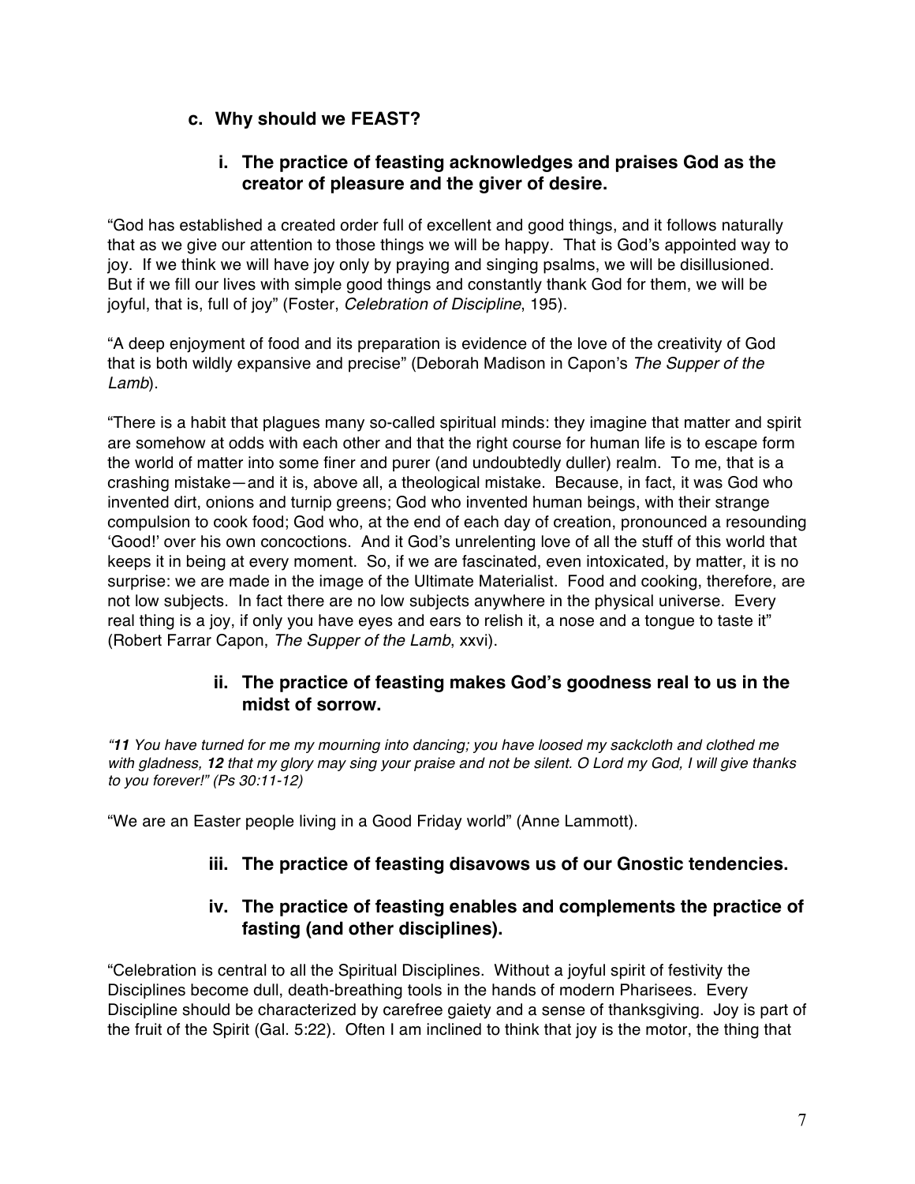### c. Why should we FEAST?

#### i. The practice of feasting acknowledges and praises God as the creator of pleasure and the giver of desire.

"God has established a created order full of excellent and good things, and it follows naturally that as we give our attention to those things we will be happy. That is God's appointed way to joy. If we think we will have joy only by praying and singing psalms, we will be disillusioned. But if we fill our lives with simple good things and constantly thank God for them, we will be joyful, that is, full of joy" (Foster, *Celebration of Discipline*, 195).

"A deep enjoyment of food and its preparation is evidence of the love of the creativity of God that is both wildly expansive and precise" (Deborah Madison in Capon's *The Supper of the Lamb*).

"There is a habit that plagues many so-called spiritual minds: they imagine that matter and spirit are somehow at odds with each other and that the right course for human life is to escape form the world of matter into some finer and purer (and undoubtedly duller) realm. To me, that is a crashing mistake—and it is, above all, a theological mistake. Because, in fact, it was God who invented dirt, onions and turnip greens; God who invented human beings, with their strange compulsion to cook food; God who, at the end of each day of creation, pronounced a resounding 'Good!' over his own concoctions. And it God's unrelenting love of all the stuff of this world that keeps it in being at every moment. So, if we are fascinated, even intoxicated, by matter, it is no surprise: we are made in the image of the Ultimate Materialist. Food and cooking, therefore, are not low subjects. In fact there are no low subjects anywhere in the physical universe. Every real thing is a joy, if only you have eyes and ears to relish it, a nose and a tongue to taste it" (Robert Farrar Capon, *The Supper of the Lamb*, xxvi).

#### ii. The practice of feasting makes God's goodness real to us in the midst of sorrow.

*"**11** You have turned for me my mourning into dancing; you have loosed my sackcloth and clothed me with gladness, **12** that my glory may sing your praise and not be silent. O Lord my God, I will give thanks to you forever!" (Ps 30:11-12)*

"We are an Easter people living in a Good Friday world" (Anne Lammott).

#### iii. The practice of feasting disavows us of our Gnostic tendencies.

#### iv. The practice of feasting enables and complements the practice of fasting (and other disciplines).

"Celebration is central to all the Spiritual Disciplines. Without a joyful spirit of festivity the Disciplines become dull, death-breathing tools in the hands of modern Pharisees. Every Discipline should be characterized by carefree gaiety and a sense of thanksgiving. Joy is part of the fruit of the Spirit (Gal. 5:22). Often I am inclined to think that joy is the motor, the thing that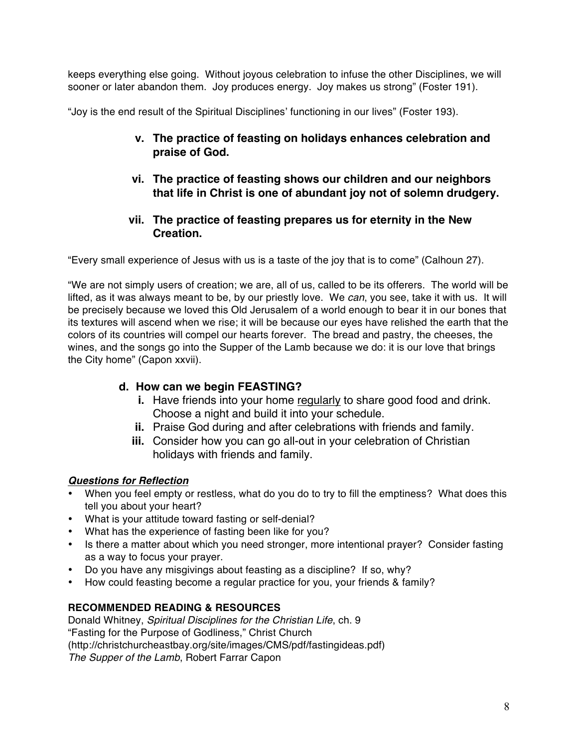keeps everything else going. Without joyous celebration to infuse the other Disciplines, we will sooner or later abandon them. Joy produces energy. Joy makes us strong" (Foster 191).

"Joy is the end result of the Spiritual Disciplines' functioning in our lives" (Foster 193).

**v. The practice of feasting on holidays enhances celebration and praise of God.**

**vi. The practice of feasting shows our children and our neighbors that life in Christ is one of abundant joy not of solemn drudgery.**

**vii. The practice of feasting prepares us for eternity in the New Creation.**

"Every small experience of Jesus with us is a taste of the joy that is to come" (Calhoun 27).

"We are not simply users of creation; we are, all of us, called to be its offerers. The world will be lifted, as it was always meant to be, by our priestly love. We *can*, you see, take it with us. It will be precisely because we loved this Old Jerusalem of a world enough to bear it in our bones that its textures will ascend when we rise; it will be because our eyes have relished the earth that the colors of its countries will compel our hearts forever. The bread and pastry, the cheeses, the wines, and the songs go into the Supper of the Lamb because we do: it is our love that brings the City home" (Capon xxvii).

### d. How can we begin FEASTING?

**i.** Have friends into your home <u>regularly</u> to share good food and drink. Choose a night and build it into your schedule.

**ii.** Praise God during and after celebrations with friends and family.

**iii.** Consider how you can go all-out in your celebration of Christian holidays with friends and family.

***<u>Questions for Reflection</u>***

- When you feel empty or restless, what do you do to try to fill the emptiness? What does this tell you about your heart?
- What is your attitude toward fasting or self-denial?
- What has the experience of fasting been like for you?
- Is there a matter about which you need stronger, more intentional prayer? Consider fasting as a way to focus your prayer.
- Do you have any misgivings about feasting as a discipline? If so, why?
- How could feasting become a regular practice for you, your friends & family?

**RECOMMENDED READING & RESOURCES**

Donald Whitney, *Spiritual Disciplines for the Christian Life*, ch. 9
"Fasting for the Purpose of Godliness," Christ Church
(http://christchurcheastbay.org/site/images/CMS/pdf/fastingideas.pdf)
*The Supper of the Lamb*, Robert Farrar Capon